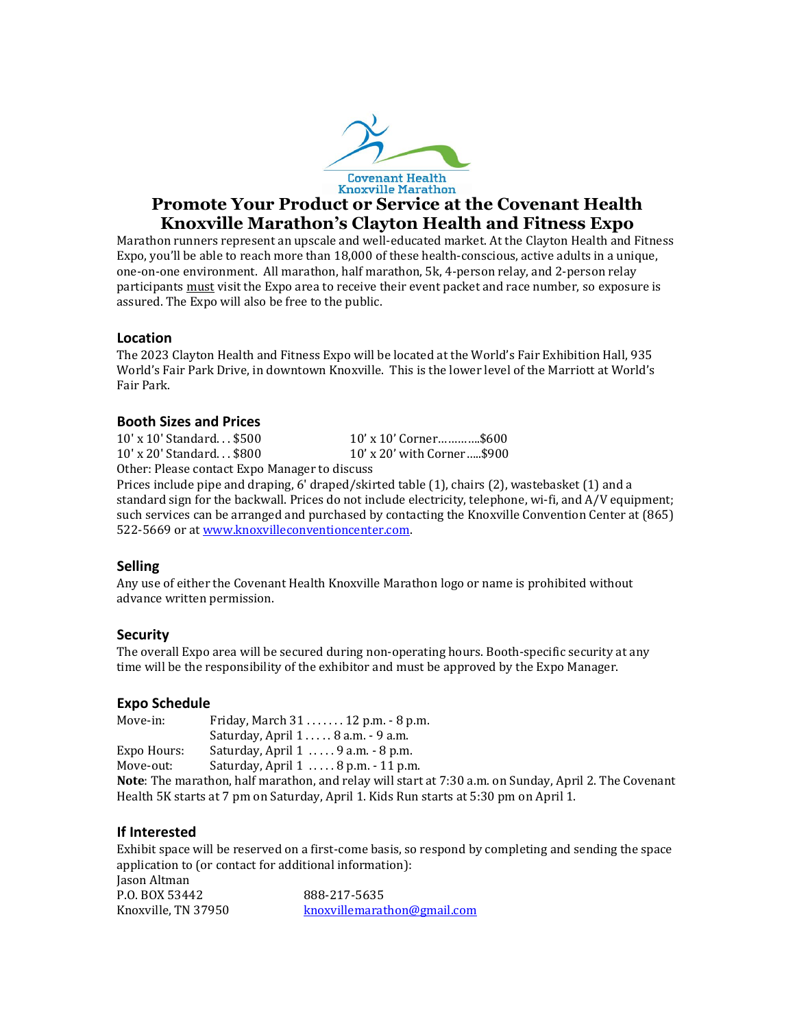Covenant Health Knoxville Marathon

# Promote Your Product or Service at the Covenant Health Knoxville Marathon's Clayton Health and Fitness Expo

Marathon runners represent an upscale and well-educated market. At the Clayton Health and Fitness Expo, you'll be able to reach more than 18,000 of these health-conscious, active adults in a unique, one-on-one environment. All marathon, half marathon, 5k, 4-person relay, and 2-person relay participants <u>must</u> visit the Expo area to receive their event packet and race number, so exposure is assured. The Expo will also be free to the public.

## Location

The 2023 Clayton Health and Fitness Expo will be located at the World's Fair Exhibition Hall, 935 World's Fair Park Drive, in downtown Knoxville. This is the lower level of the Marriott at World's Fair Park.

## Booth Sizes and Prices

10' x 10' Standard. . . $500
10' x 20' Standard. . . $800
10' x 10' Corner………...$600
10' x 20' with Corner…..$900

Other: Please contact Expo Manager to discuss

Prices include pipe and draping, 6' draped/skirted table (1), chairs (2), wastebasket (1) and a standard sign for the backwall. Prices do not include electricity, telephone, wi-fi, and A/V equipment; such services can be arranged and purchased by contacting the Knoxville Convention Center at (865) 522-5669 or at www.knoxvilleconventioncenter.com.

## Selling

Any use of either the Covenant Health Knoxville Marathon logo or name is prohibited without advance written permission.

## Security

The overall Expo area will be secured during non-operating hours. Booth-specific security at any time will be the responsibility of the exhibitor and must be approved by the Expo Manager.

## Expo Schedule

Move-in: Friday, March 31 . . . . . . . 12 p.m. - 8 p.m.
Saturday, April 1 . . . . . 8 a.m. - 9 a.m.
Expo Hours: Saturday, April 1 . . . . . 9 a.m. - 8 p.m.
Move-out: Saturday, April 1 . . . . . 8 p.m. - 11 p.m.

**Note**: The marathon, half marathon, and relay will start at 7:30 a.m. on Sunday, April 2. The Covenant Health 5K starts at 7 pm on Saturday, April 1. Kids Run starts at 5:30 pm on April 1.

## If Interested

Exhibit space will be reserved on a first-come basis, so respond by completing and sending the space application to (or contact for additional information):

Jason Altman
P.O. BOX 53442
Knoxville, TN 37950

888-217-5635
knoxvillemarathon@gmail.com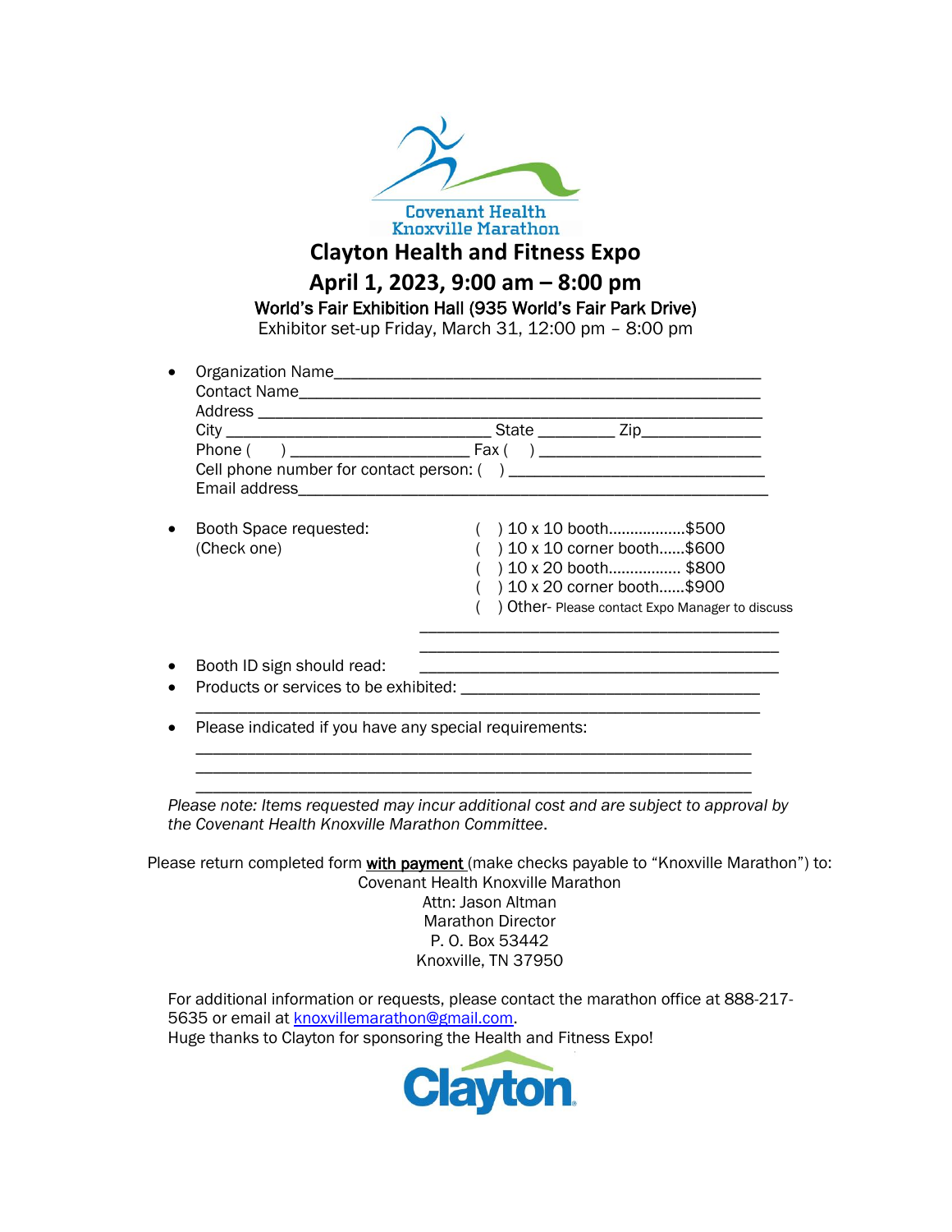Covenant Health Knoxville Marathon

# Clayton Health and Fitness Expo

## April 1, 2023, 9:00 am – 8:00 pm

World's Fair Exhibition Hall (935 World's Fair Park Drive)

Exhibitor set-up Friday, March 31, 12:00 pm – 8:00 pm

- Organization Name\_\_\_\_\_\_\_\_\_\_\_\_\_\_\_\_\_\_\_\_\_\_\_\_\_\_\_\_\_\_\_\_\_\_\_\_\_\_\_\_\_\_\_\_
  Contact Name\_\_\_\_\_\_\_\_\_\_\_\_\_\_\_\_\_\_\_\_\_\_\_\_\_\_\_\_\_\_\_\_\_\_\_\_\_\_\_\_\_\_\_\_\_\_
  Address \_\_\_\_\_\_\_\_\_\_\_\_\_\_\_\_\_\_\_\_\_\_\_\_\_\_\_\_\_\_\_\_\_\_\_\_\_\_\_\_\_\_\_\_\_\_\_\_\_\_
  City \_\_\_\_\_\_\_\_\_\_\_\_\_\_\_\_\_\_\_\_\_\_\_\_\_\_\_ State \_\_\_\_\_\_\_\_ Zip\_\_\_\_\_\_\_\_\_\_\_\_
  Phone (     ) \_\_\_\_\_\_\_\_\_\_\_\_\_\_\_\_\_\_ Fax (     ) \_\_\_\_\_\_\_\_\_\_\_\_\_\_\_\_\_\_\_\_\_\_
  Cell phone number for contact person: (     ) \_\_\_\_\_\_\_\_\_\_\_\_\_\_\_\_\_\_\_\_\_\_\_\_\_
  Email address\_\_\_\_\_\_\_\_\_\_\_\_\_\_\_\_\_\_\_\_\_\_\_\_\_\_\_\_\_\_\_\_\_\_\_\_\_\_\_\_\_\_\_\_\_\_\_\_

- Booth Space requested: (Check one)
  - (   ) 10 x 10 booth..................$500
  - (   ) 10 x 10 corner booth......$600
  - (   ) 10 x 20 booth................. $800
  - (   ) 10 x 20 corner booth......$900
  - (   ) Other- Please contact Expo Manager to discuss

  \_\_\_\_\_\_\_\_\_\_\_\_\_\_\_\_\_\_\_\_\_\_\_\_\_\_\_\_\_\_\_\_\_\_\_\_\_\_
  \_\_\_\_\_\_\_\_\_\_\_\_\_\_\_\_\_\_\_\_\_\_\_\_\_\_\_\_\_\_\_\_\_\_\_\_\_\_

- Booth ID sign should read: \_\_\_\_\_\_\_\_\_\_\_\_\_\_\_\_\_\_\_\_\_\_\_\_\_\_\_\_\_\_\_\_\_\_\_\_\_\_
- Products or services to be exhibited: \_\_\_\_\_\_\_\_\_\_\_\_\_\_\_\_\_\_\_\_\_\_\_\_\_\_\_\_\_\_\_\_
  \_\_\_\_\_\_\_\_\_\_\_\_\_\_\_\_\_\_\_\_\_\_\_\_\_\_\_\_\_\_\_\_\_\_\_\_\_\_\_\_\_\_\_\_\_\_\_\_\_\_\_\_\_\_\_\_\_\_
- Please indicated if you have any special requirements:
  \_\_\_\_\_\_\_\_\_\_\_\_\_\_\_\_\_\_\_\_\_\_\_\_\_\_\_\_\_\_\_\_\_\_\_\_\_\_\_\_\_\_\_\_\_\_\_\_\_\_\_\_\_\_\_\_\_\_
  \_\_\_\_\_\_\_\_\_\_\_\_\_\_\_\_\_\_\_\_\_\_\_\_\_\_\_\_\_\_\_\_\_\_\_\_\_\_\_\_\_\_\_\_\_\_\_\_\_\_\_\_\_\_\_\_\_\_
  \_\_\_\_\_\_\_\_\_\_\_\_\_\_\_\_\_\_\_\_\_\_\_\_\_\_\_\_\_\_\_\_\_\_\_\_\_\_\_\_\_\_\_\_\_\_\_\_\_\_\_\_\_\_\_\_\_\_

*Please note: Items requested may incur additional cost and are subject to approval by the Covenant Health Knoxville Marathon Committee.*

Please return completed form **with payment** (make checks payable to "Knoxville Marathon") to:

Covenant Health Knoxville Marathon
Attn: Jason Altman
Marathon Director
P. O. Box 53442
Knoxville, TN 37950

For additional information or requests, please contact the marathon office at 888-217-5635 or email at knoxvillemarathon@gmail.com.
Huge thanks to Clayton for sponsoring the Health and Fitness Expo!

Clayton